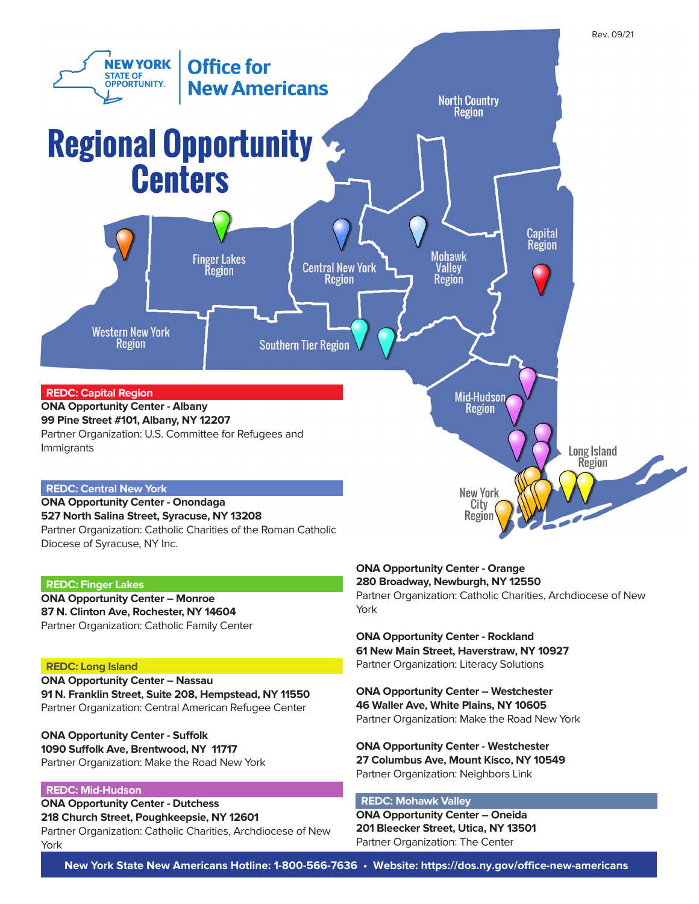Rev. 09/21

NEW YORK STATE OF OPPORTUNITY. | Office for New Americans

# Regional Opportunity Centers

North Country Region

Capital Region

Finger Lakes Region

Central New York Region

Mohawk Valley Region

Western New York Region

Southern Tier Region

Mid-Hudson Region

Long Island Region

New York City Region

## REDC: Capital Region

**ONA Opportunity Center - Albany**
**99 Pine Street #101, Albany, NY 12207**
Partner Organization: U.S. Committee for Refugees and Immigrants

## REDC: Central New York

**ONA Opportunity Center - Onondaga**
**527 North Salina Street, Syracuse, NY 13208**
Partner Organization: Catholic Charities of the Roman Catholic Diocese of Syracuse, NY Inc.

## REDC: Finger Lakes

**ONA Opportunity Center – Monroe**
**87 N. Clinton Ave, Rochester, NY 14604**
Partner Organization: Catholic Family Center

## REDC: Long Island

**ONA Opportunity Center – Nassau**
**91 N. Franklin Street, Suite 208, Hempstead, NY 11550**
Partner Organization: Central American Refugee Center

**ONA Opportunity Center - Suffolk**
**1090 Suffolk Ave, Brentwood, NY 11717**
Partner Organization: Make the Road New York

## REDC: Mid-Hudson

**ONA Opportunity Center - Dutchess**
**218 Church Street, Poughkeepsie, NY 12601**
Partner Organization: Catholic Charities, Archdiocese of New York

**ONA Opportunity Center - Orange**
**280 Broadway, Newburgh, NY 12550**
Partner Organization: Catholic Charities, Archdiocese of New York

**ONA Opportunity Center - Rockland**
**61 New Main Street, Haverstraw, NY 10927**
Partner Organization: Literacy Solutions

**ONA Opportunity Center – Westchester**
**46 Waller Ave, White Plains, NY 10605**
Partner Organization: Make the Road New York

**ONA Opportunity Center - Westchester**
**27 Columbus Ave, Mount Kisco, NY 10549**
Partner Organization: Neighbors Link

## REDC: Mohawk Valley

**ONA Opportunity Center – Oneida**
**201 Bleecker Street, Utica, NY 13501**
Partner Organization: The Center

**New York State New Americans Hotline: 1-800-566-7636 • Website: https://dos.ny.gov/office-new-americans**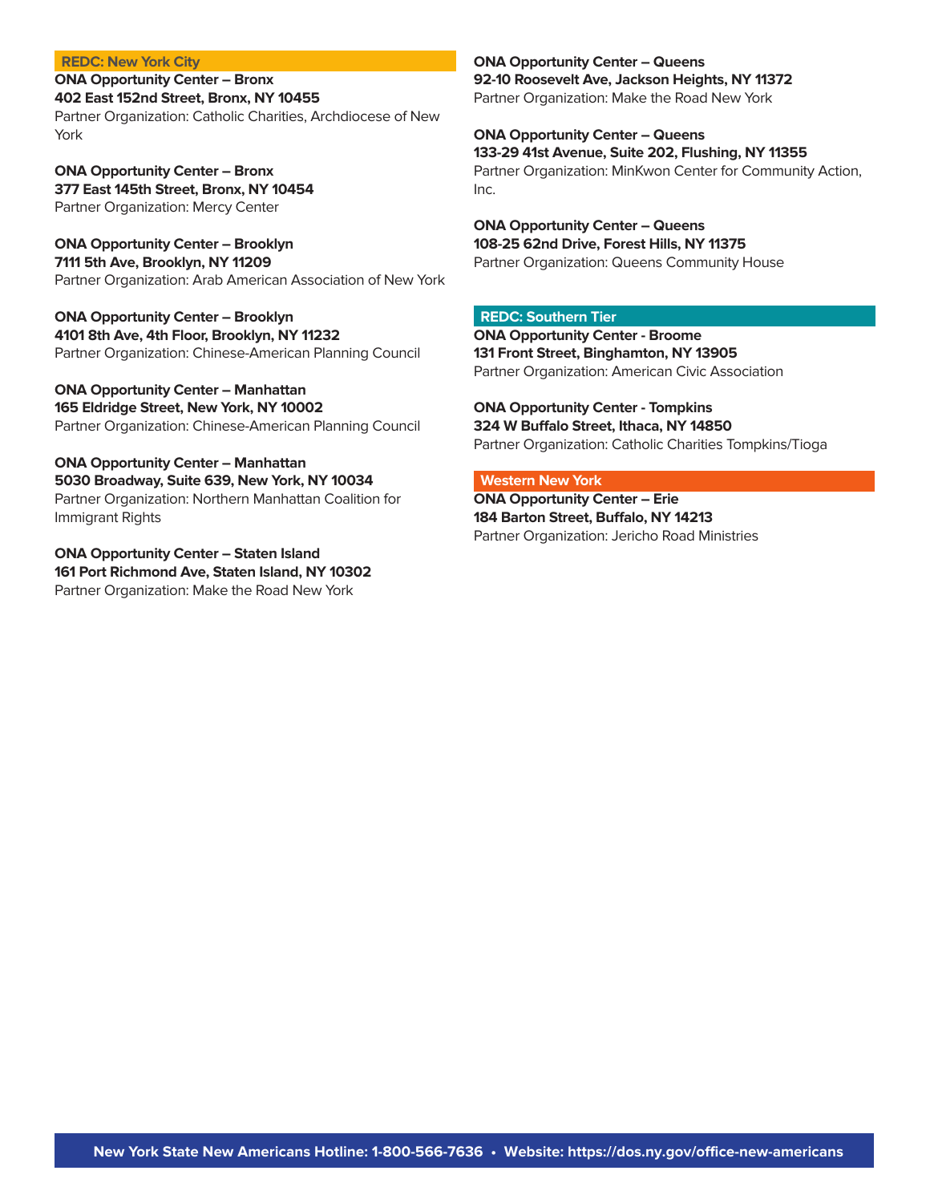## REDC: New York City

**ONA Opportunity Center – Bronx**
**402 East 152nd Street, Bronx, NY 10455**
Partner Organization: Catholic Charities, Archdiocese of New York

**ONA Opportunity Center – Bronx**
**377 East 145th Street, Bronx, NY 10454**
Partner Organization: Mercy Center

**ONA Opportunity Center – Brooklyn**
**7111 5th Ave, Brooklyn, NY 11209**
Partner Organization: Arab American Association of New York

**ONA Opportunity Center – Brooklyn**
**4101 8th Ave, 4th Floor, Brooklyn, NY 11232**
Partner Organization: Chinese-American Planning Council

**ONA Opportunity Center – Manhattan**
**165 Eldridge Street, New York, NY 10002**
Partner Organization: Chinese-American Planning Council

**ONA Opportunity Center – Manhattan**
**5030 Broadway, Suite 639, New York, NY 10034**
Partner Organization: Northern Manhattan Coalition for Immigrant Rights

**ONA Opportunity Center – Staten Island**
**161 Port Richmond Ave, Staten Island, NY 10302**
Partner Organization: Make the Road New York

**ONA Opportunity Center – Queens**
**92-10 Roosevelt Ave, Jackson Heights, NY 11372**
Partner Organization: Make the Road New York

**ONA Opportunity Center – Queens**
**133-29 41st Avenue, Suite 202, Flushing, NY 11355**
Partner Organization: MinKwon Center for Community Action, Inc.

**ONA Opportunity Center – Queens**
**108-25 62nd Drive, Forest Hills, NY 11375**
Partner Organization: Queens Community House

## REDC: Southern Tier

**ONA Opportunity Center - Broome**
**131 Front Street, Binghamton, NY 13905**
Partner Organization: American Civic Association

**ONA Opportunity Center - Tompkins**
**324 W Buffalo Street, Ithaca, NY 14850**
Partner Organization: Catholic Charities Tompkins/Tioga

## Western New York

**ONA Opportunity Center – Erie**
**184 Barton Street, Buffalo, NY 14213**
Partner Organization: Jericho Road Ministries

**New York State New Americans Hotline: 1-800-566-7636 • Website: https://dos.ny.gov/office-new-americans**